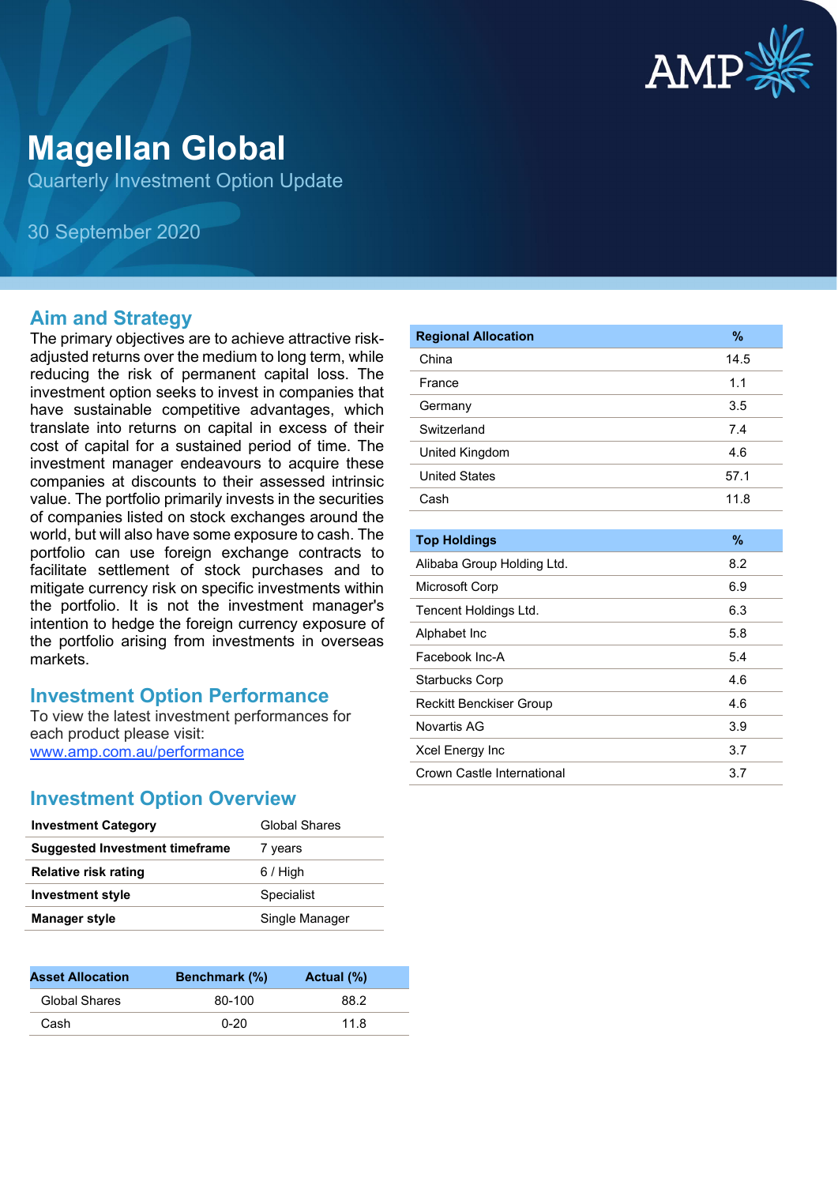# Magellan Global

Quarterly Investment Option Update

30 September 2020

## Aim and Strategy

The primary objectives are to achieve attractive risk-adjusted returns over the medium to long term, while reducing the risk of permanent capital loss. The investment option seeks to invest in companies that have sustainable competitive advantages, which translate into returns on capital in excess of their cost of capital for a sustained period of time. The investment manager endeavours to acquire these companies at discounts to their assessed intrinsic value. The portfolio primarily invests in the securities of companies listed on stock exchanges around the world, but will also have some exposure to cash. The portfolio can use foreign exchange contracts to facilitate settlement of stock purchases and to mitigate currency risk on specific investments within the portfolio. It is not the investment manager's intention to hedge the foreign currency exposure of the portfolio arising from investments in overseas markets.

## Investment Option Performance

To view the latest investment performances for each product please visit:
www.amp.com.au/performance

## Investment Option Overview

| | |
|---|---|
| **Investment Category** | Global Shares |
| **Suggested Investment timeframe** | 7 years |
| **Relative risk rating** | 6 / High |
| **Investment style** | Specialist |
| **Manager style** | Single Manager |

| Asset Allocation | Benchmark (%) | Actual (%) |
|---|---|---|
| Global Shares | 80-100 | 88.2 |
| Cash | 0-20 | 11.8 |

| Regional Allocation | % |
|---|---|
| China | 14.5 |
| France | 1.1 |
| Germany | 3.5 |
| Switzerland | 7.4 |
| United Kingdom | 4.6 |
| United States | 57.1 |
| Cash | 11.8 |

| Top Holdings | % |
|---|---|
| Alibaba Group Holding Ltd. | 8.2 |
| Microsoft Corp | 6.9 |
| Tencent Holdings Ltd. | 6.3 |
| Alphabet Inc | 5.8 |
| Facebook Inc-A | 5.4 |
| Starbucks Corp | 4.6 |
| Reckitt Benckiser Group | 4.6 |
| Novartis AG | 3.9 |
| Xcel Energy Inc | 3.7 |
| Crown Castle International | 3.7 |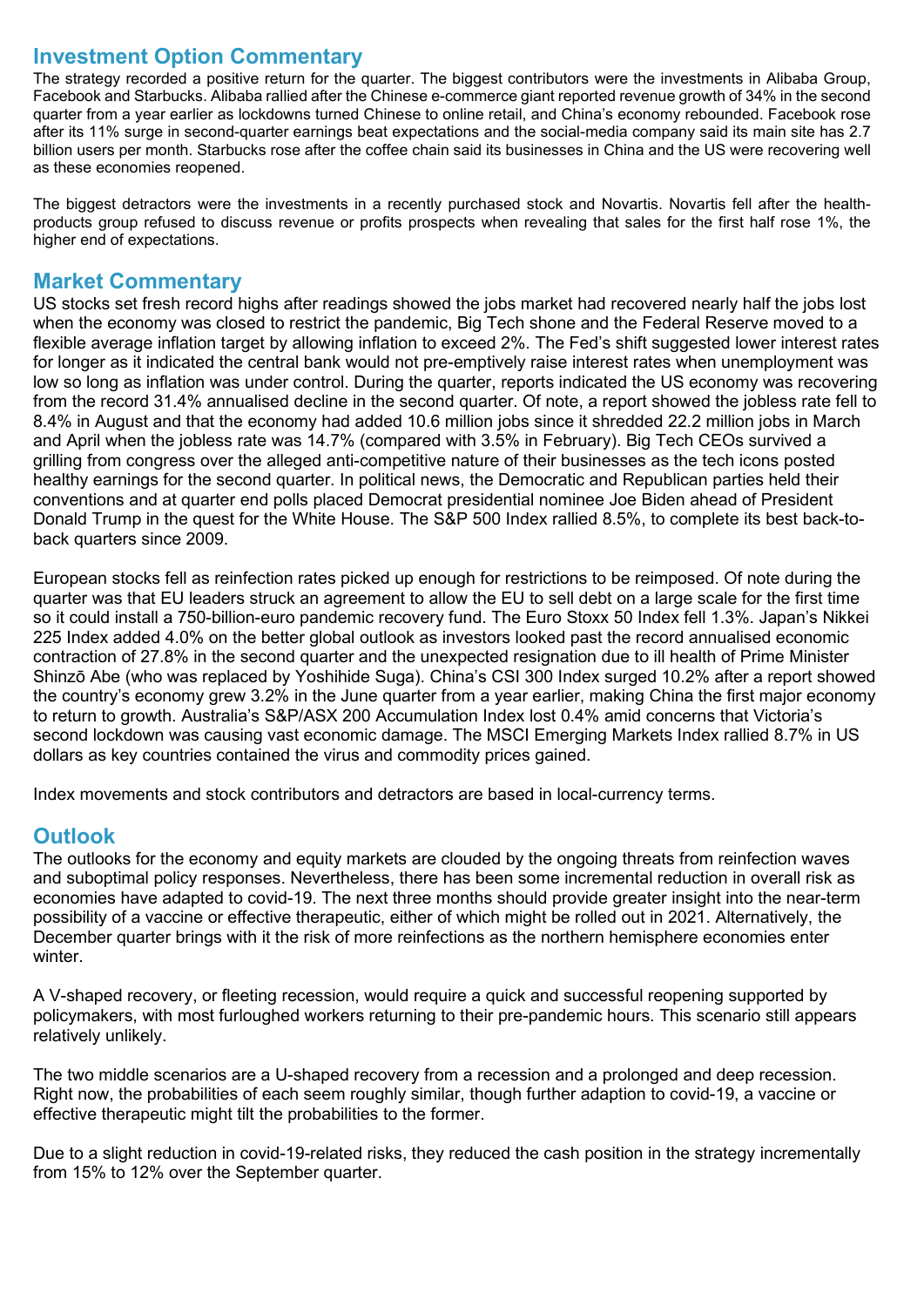## Investment Option Commentary

The strategy recorded a positive return for the quarter. The biggest contributors were the investments in Alibaba Group, Facebook and Starbucks. Alibaba rallied after the Chinese e-commerce giant reported revenue growth of 34% in the second quarter from a year earlier as lockdowns turned Chinese to online retail, and China's economy rebounded. Facebook rose after its 11% surge in second-quarter earnings beat expectations and the social-media company said its main site has 2.7 billion users per month. Starbucks rose after the coffee chain said its businesses in China and the US were recovering well as these economies reopened.

The biggest detractors were the investments in a recently purchased stock and Novartis. Novartis fell after the health-products group refused to discuss revenue or profits prospects when revealing that sales for the first half rose 1%, the higher end of expectations.

## Market Commentary

US stocks set fresh record highs after readings showed the jobs market had recovered nearly half the jobs lost when the economy was closed to restrict the pandemic, Big Tech shone and the Federal Reserve moved to a flexible average inflation target by allowing inflation to exceed 2%. The Fed's shift suggested lower interest rates for longer as it indicated the central bank would not pre-emptively raise interest rates when unemployment was low so long as inflation was under control. During the quarter, reports indicated the US economy was recovering from the record 31.4% annualised decline in the second quarter. Of note, a report showed the jobless rate fell to 8.4% in August and that the economy had added 10.6 million jobs since it shredded 22.2 million jobs in March and April when the jobless rate was 14.7% (compared with 3.5% in February). Big Tech CEOs survived a grilling from congress over the alleged anti-competitive nature of their businesses as the tech icons posted healthy earnings for the second quarter. In political news, the Democratic and Republican parties held their conventions and at quarter end polls placed Democrat presidential nominee Joe Biden ahead of President Donald Trump in the quest for the White House. The S&P 500 Index rallied 8.5%, to complete its best back-to-back quarters since 2009.

European stocks fell as reinfection rates picked up enough for restrictions to be reimposed. Of note during the quarter was that EU leaders struck an agreement to allow the EU to sell debt on a large scale for the first time so it could install a 750-billion-euro pandemic recovery fund. The Euro Stoxx 50 Index fell 1.3%. Japan's Nikkei 225 Index added 4.0% on the better global outlook as investors looked past the record annualised economic contraction of 27.8% in the second quarter and the unexpected resignation due to ill health of Prime Minister Shinzō Abe (who was replaced by Yoshihide Suga). China's CSI 300 Index surged 10.2% after a report showed the country's economy grew 3.2% in the June quarter from a year earlier, making China the first major economy to return to growth. Australia's S&P/ASX 200 Accumulation Index lost 0.4% amid concerns that Victoria's second lockdown was causing vast economic damage. The MSCI Emerging Markets Index rallied 8.7% in US dollars as key countries contained the virus and commodity prices gained.

Index movements and stock contributors and detractors are based in local-currency terms.

## Outlook

The outlooks for the economy and equity markets are clouded by the ongoing threats from reinfection waves and suboptimal policy responses. Nevertheless, there has been some incremental reduction in overall risk as economies have adapted to covid-19. The next three months should provide greater insight into the near-term possibility of a vaccine or effective therapeutic, either of which might be rolled out in 2021. Alternatively, the December quarter brings with it the risk of more reinfections as the northern hemisphere economies enter winter.

A V-shaped recovery, or fleeting recession, would require a quick and successful reopening supported by policymakers, with most furloughed workers returning to their pre-pandemic hours. This scenario still appears relatively unlikely.

The two middle scenarios are a U-shaped recovery from a recession and a prolonged and deep recession. Right now, the probabilities of each seem roughly similar, though further adaption to covid-19, a vaccine or effective therapeutic might tilt the probabilities to the former.

Due to a slight reduction in covid-19-related risks, they reduced the cash position in the strategy incrementally from 15% to 12% over the September quarter.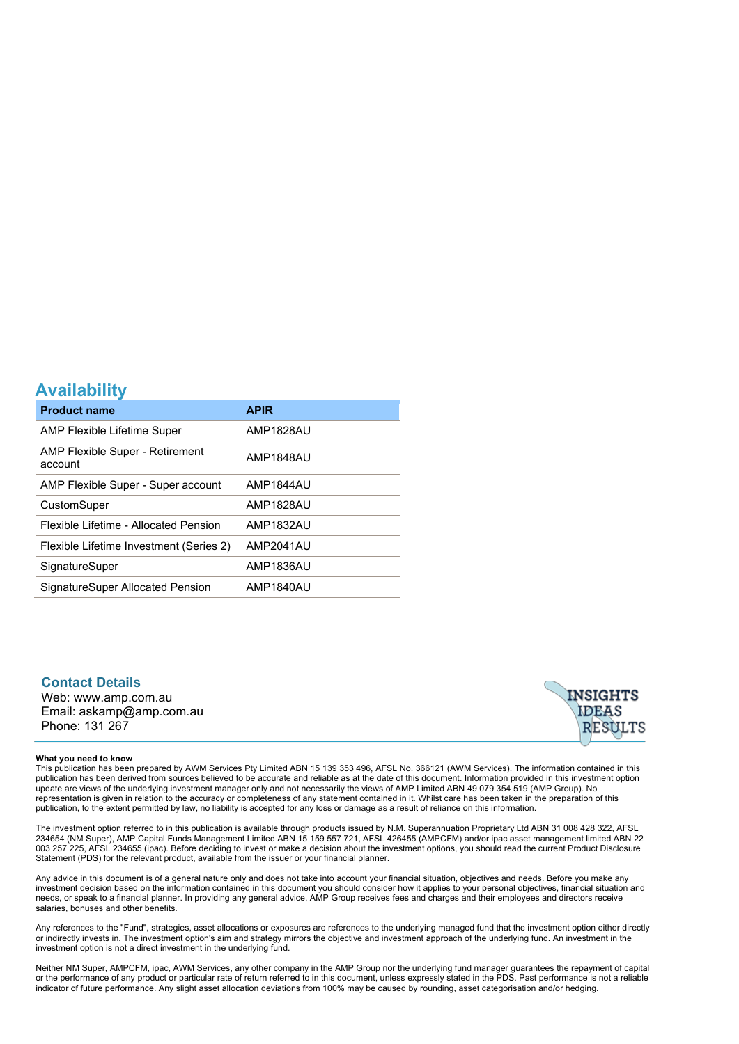## Availability

| Product name | APIR |
|---|---|
| AMP Flexible Lifetime Super | AMP1828AU |
| AMP Flexible Super - Retirement account | AMP1848AU |
| AMP Flexible Super - Super account | AMP1844AU |
| CustomSuper | AMP1828AU |
| Flexible Lifetime - Allocated Pension | AMP1832AU |
| Flexible Lifetime Investment (Series 2) | AMP2041AU |
| SignatureSuper | AMP1836AU |
| SignatureSuper Allocated Pension | AMP1840AU |

### Contact Details

Web: www.amp.com.au
Email: askamp@amp.com.au
Phone: 131 267

INSIGHTS
IDEAS
RESULTS

**What you need to know**

This publication has been prepared by AWM Services Pty Limited ABN 15 139 353 496, AFSL No. 366121 (AWM Services). The information contained in this publication has been derived from sources believed to be accurate and reliable as at the date of this document. Information provided in this investment option update are views of the underlying investment manager only and not necessarily the views of AMP Limited ABN 49 079 354 519 (AMP Group). No representation is given in relation to the accuracy or completeness of any statement contained in it. Whilst care has been taken in the preparation of this publication, to the extent permitted by law, no liability is accepted for any loss or damage as a result of reliance on this information.

The investment option referred to in this publication is available through products issued by N.M. Superannuation Proprietary Ltd ABN 31 008 428 322, AFSL 234654 (NM Super), AMP Capital Funds Management Limited ABN 15 159 557 721, AFSL 426455 (AMPCFM) and/or ipac asset management limited ABN 22 003 257 225, AFSL 234655 (ipac). Before deciding to invest or make a decision about the investment options, you should read the current Product Disclosure Statement (PDS) for the relevant product, available from the issuer or your financial planner.

Any advice in this document is of a general nature only and does not take into account your financial situation, objectives and needs. Before you make any investment decision based on the information contained in this document you should consider how it applies to your personal objectives, financial situation and needs, or speak to a financial planner. In providing any general advice, AMP Group receives fees and charges and their employees and directors receive salaries, bonuses and other benefits.

Any references to the "Fund", strategies, asset allocations or exposures are references to the underlying managed fund that the investment option either directly or indirectly invests in. The investment option's aim and strategy mirrors the objective and investment approach of the underlying fund. An investment in the investment option is not a direct investment in the underlying fund.

Neither NM Super, AMPCFM, ipac, AWM Services, any other company in the AMP Group nor the underlying fund manager guarantees the repayment of capital or the performance of any product or particular rate of return referred to in this document, unless expressly stated in the PDS. Past performance is not a reliable indicator of future performance. Any slight asset allocation deviations from 100% may be caused by rounding, asset categorisation and/or hedging.